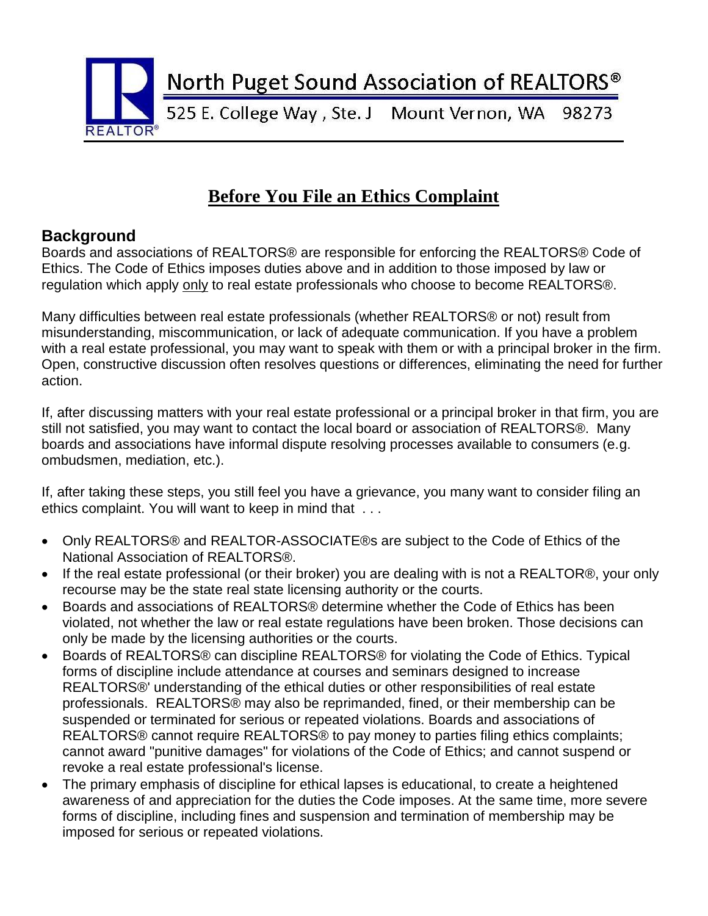North Puget Sound Association of REALTORS®

525 E. College Way , Ste. J Mount Vernon, WA 98273

# Before You File an Ethics Complaint

## Background

Boards and associations of REALTORS® are responsible for enforcing the REALTORS® Code of Ethics. The Code of Ethics imposes duties above and in addition to those imposed by law or regulation which apply only to real estate professionals who choose to become REALTORS®.

Many difficulties between real estate professionals (whether REALTORS® or not) result from misunderstanding, miscommunication, or lack of adequate communication. If you have a problem with a real estate professional, you may want to speak with them or with a principal broker in the firm. Open, constructive discussion often resolves questions or differences, eliminating the need for further action.

If, after discussing matters with your real estate professional or a principal broker in that firm, you are still not satisfied, you may want to contact the local board or association of REALTORS®. Many boards and associations have informal dispute resolving processes available to consumers (e.g. ombudsmen, mediation, etc.).

If, after taking these steps, you still feel you have a grievance, you many want to consider filing an ethics complaint. You will want to keep in mind that . . .

- Only REALTORS® and REALTOR-ASSOCIATE®s are subject to the Code of Ethics of the National Association of REALTORS®.
- If the real estate professional (or their broker) you are dealing with is not a REALTOR®, your only recourse may be the state real state licensing authority or the courts.
- Boards and associations of REALTORS® determine whether the Code of Ethics has been violated, not whether the law or real estate regulations have been broken. Those decisions can only be made by the licensing authorities or the courts.
- Boards of REALTORS® can discipline REALTORS® for violating the Code of Ethics. Typical forms of discipline include attendance at courses and seminars designed to increase REALTORS®' understanding of the ethical duties or other responsibilities of real estate professionals. REALTORS® may also be reprimanded, fined, or their membership can be suspended or terminated for serious or repeated violations. Boards and associations of REALTORS® cannot require REALTORS® to pay money to parties filing ethics complaints; cannot award "punitive damages" for violations of the Code of Ethics; and cannot suspend or revoke a real estate professional's license.
- The primary emphasis of discipline for ethical lapses is educational, to create a heightened awareness of and appreciation for the duties the Code imposes. At the same time, more severe forms of discipline, including fines and suspension and termination of membership may be imposed for serious or repeated violations.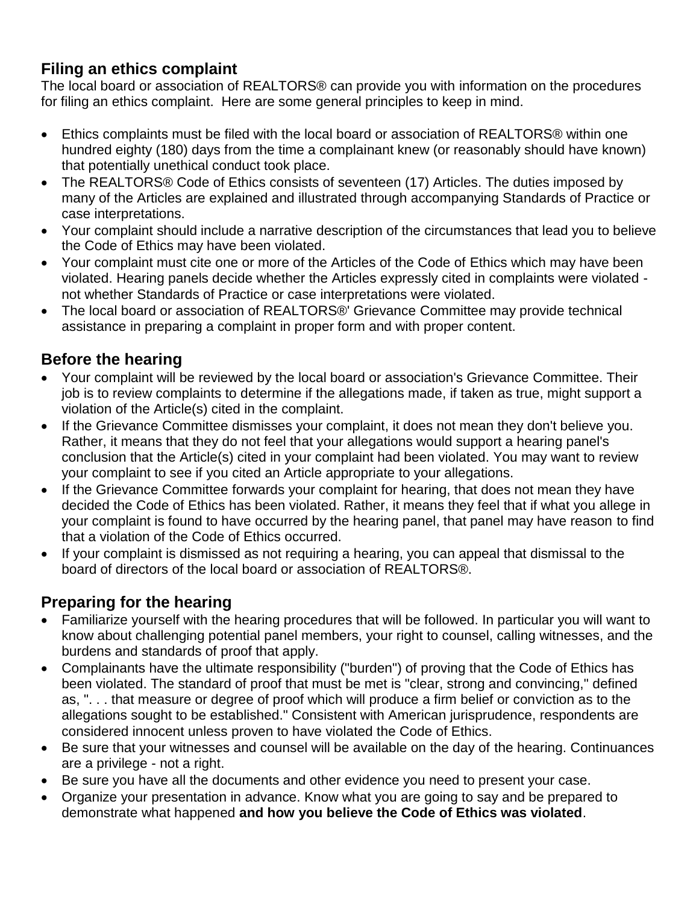## Filing an ethics complaint

The local board or association of REALTORS® can provide you with information on the procedures for filing an ethics complaint. Here are some general principles to keep in mind.

- Ethics complaints must be filed with the local board or association of REALTORS® within one hundred eighty (180) days from the time a complainant knew (or reasonably should have known) that potentially unethical conduct took place.
- The REALTORS® Code of Ethics consists of seventeen (17) Articles. The duties imposed by many of the Articles are explained and illustrated through accompanying Standards of Practice or case interpretations.
- Your complaint should include a narrative description of the circumstances that lead you to believe the Code of Ethics may have been violated.
- Your complaint must cite one or more of the Articles of the Code of Ethics which may have been violated. Hearing panels decide whether the Articles expressly cited in complaints were violated - not whether Standards of Practice or case interpretations were violated.
- The local board or association of REALTORS®' Grievance Committee may provide technical assistance in preparing a complaint in proper form and with proper content.

## Before the hearing

- Your complaint will be reviewed by the local board or association's Grievance Committee. Their job is to review complaints to determine if the allegations made, if taken as true, might support a violation of the Article(s) cited in the complaint.
- If the Grievance Committee dismisses your complaint, it does not mean they don't believe you. Rather, it means that they do not feel that your allegations would support a hearing panel's conclusion that the Article(s) cited in your complaint had been violated. You may want to review your complaint to see if you cited an Article appropriate to your allegations.
- If the Grievance Committee forwards your complaint for hearing, that does not mean they have decided the Code of Ethics has been violated. Rather, it means they feel that if what you allege in your complaint is found to have occurred by the hearing panel, that panel may have reason to find that a violation of the Code of Ethics occurred.
- If your complaint is dismissed as not requiring a hearing, you can appeal that dismissal to the board of directors of the local board or association of REALTORS®.

## Preparing for the hearing

- Familiarize yourself with the hearing procedures that will be followed. In particular you will want to know about challenging potential panel members, your right to counsel, calling witnesses, and the burdens and standards of proof that apply.
- Complainants have the ultimate responsibility ("burden") of proving that the Code of Ethics has been violated. The standard of proof that must be met is "clear, strong and convincing," defined as, ". . . that measure or degree of proof which will produce a firm belief or conviction as to the allegations sought to be established." Consistent with American jurisprudence, respondents are considered innocent unless proven to have violated the Code of Ethics.
- Be sure that your witnesses and counsel will be available on the day of the hearing. Continuances are a privilege - not a right.
- Be sure you have all the documents and other evidence you need to present your case.
- Organize your presentation in advance. Know what you are going to say and be prepared to demonstrate what happened **and how you believe the Code of Ethics was violated**.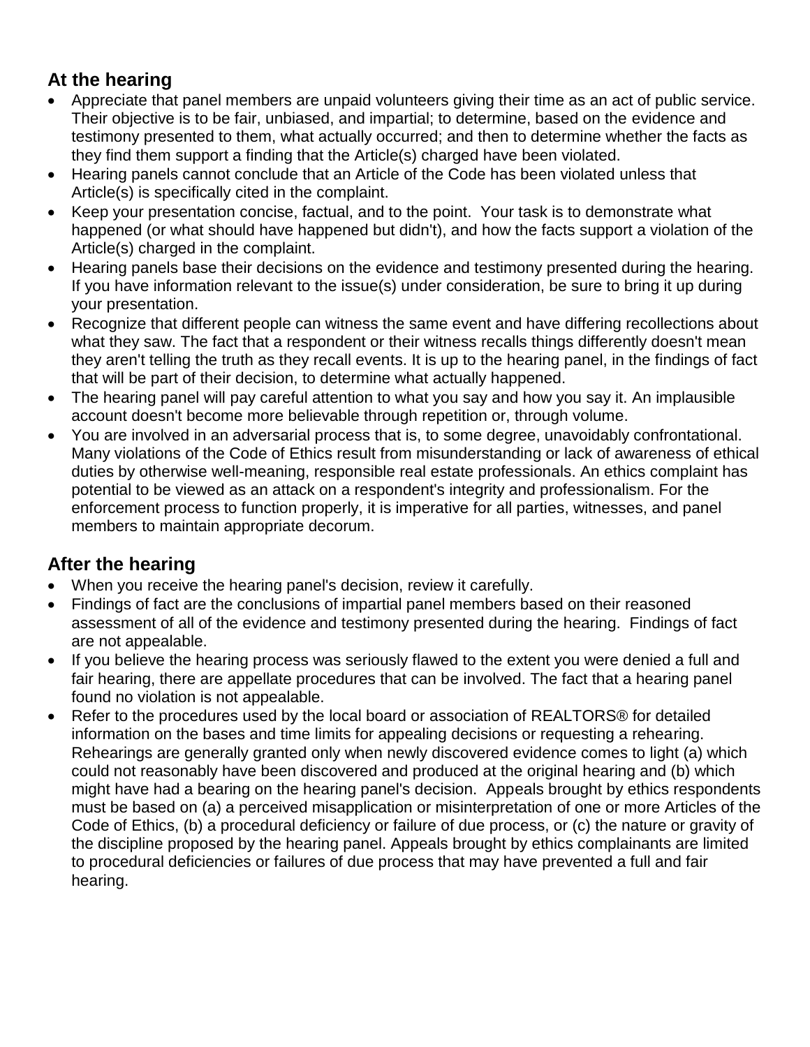## At the hearing

- Appreciate that panel members are unpaid volunteers giving their time as an act of public service. Their objective is to be fair, unbiased, and impartial; to determine, based on the evidence and testimony presented to them, what actually occurred; and then to determine whether the facts as they find them support a finding that the Article(s) charged have been violated.
- Hearing panels cannot conclude that an Article of the Code has been violated unless that Article(s) is specifically cited in the complaint.
- Keep your presentation concise, factual, and to the point. Your task is to demonstrate what happened (or what should have happened but didn't), and how the facts support a violation of the Article(s) charged in the complaint.
- Hearing panels base their decisions on the evidence and testimony presented during the hearing. If you have information relevant to the issue(s) under consideration, be sure to bring it up during your presentation.
- Recognize that different people can witness the same event and have differing recollections about what they saw. The fact that a respondent or their witness recalls things differently doesn't mean they aren't telling the truth as they recall events. It is up to the hearing panel, in the findings of fact that will be part of their decision, to determine what actually happened.
- The hearing panel will pay careful attention to what you say and how you say it. An implausible account doesn't become more believable through repetition or, through volume.
- You are involved in an adversarial process that is, to some degree, unavoidably confrontational. Many violations of the Code of Ethics result from misunderstanding or lack of awareness of ethical duties by otherwise well-meaning, responsible real estate professionals. An ethics complaint has potential to be viewed as an attack on a respondent's integrity and professionalism. For the enforcement process to function properly, it is imperative for all parties, witnesses, and panel members to maintain appropriate decorum.

## After the hearing

- When you receive the hearing panel's decision, review it carefully.
- Findings of fact are the conclusions of impartial panel members based on their reasoned assessment of all of the evidence and testimony presented during the hearing. Findings of fact are not appealable.
- If you believe the hearing process was seriously flawed to the extent you were denied a full and fair hearing, there are appellate procedures that can be involved. The fact that a hearing panel found no violation is not appealable.
- Refer to the procedures used by the local board or association of REALTORS® for detailed information on the bases and time limits for appealing decisions or requesting a rehearing. Rehearings are generally granted only when newly discovered evidence comes to light (a) which could not reasonably have been discovered and produced at the original hearing and (b) which might have had a bearing on the hearing panel's decision. Appeals brought by ethics respondents must be based on (a) a perceived misapplication or misinterpretation of one or more Articles of the Code of Ethics, (b) a procedural deficiency or failure of due process, or (c) the nature or gravity of the discipline proposed by the hearing panel. Appeals brought by ethics complainants are limited to procedural deficiencies or failures of due process that may have prevented a full and fair hearing.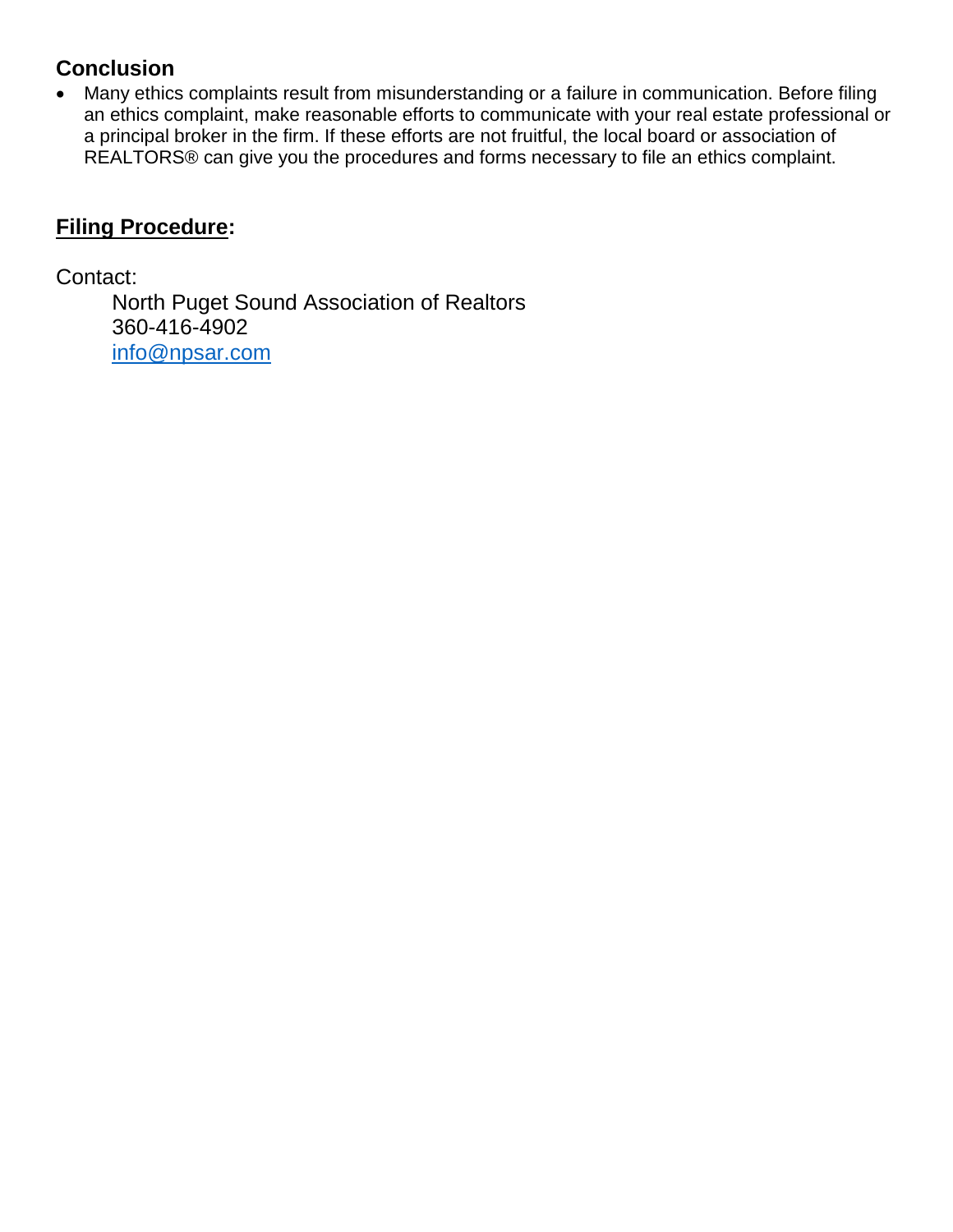## Conclusion

- Many ethics complaints result from misunderstanding or a failure in communication. Before filing an ethics complaint, make reasonable efforts to communicate with your real estate professional or a principal broker in the firm. If these efforts are not fruitful, the local board or association of REALTORS® can give you the procedures and forms necessary to file an ethics complaint.

## **Filing Procedure:**

Contact:

North Puget Sound Association of Realtors
360-416-4902
info@npsar.com